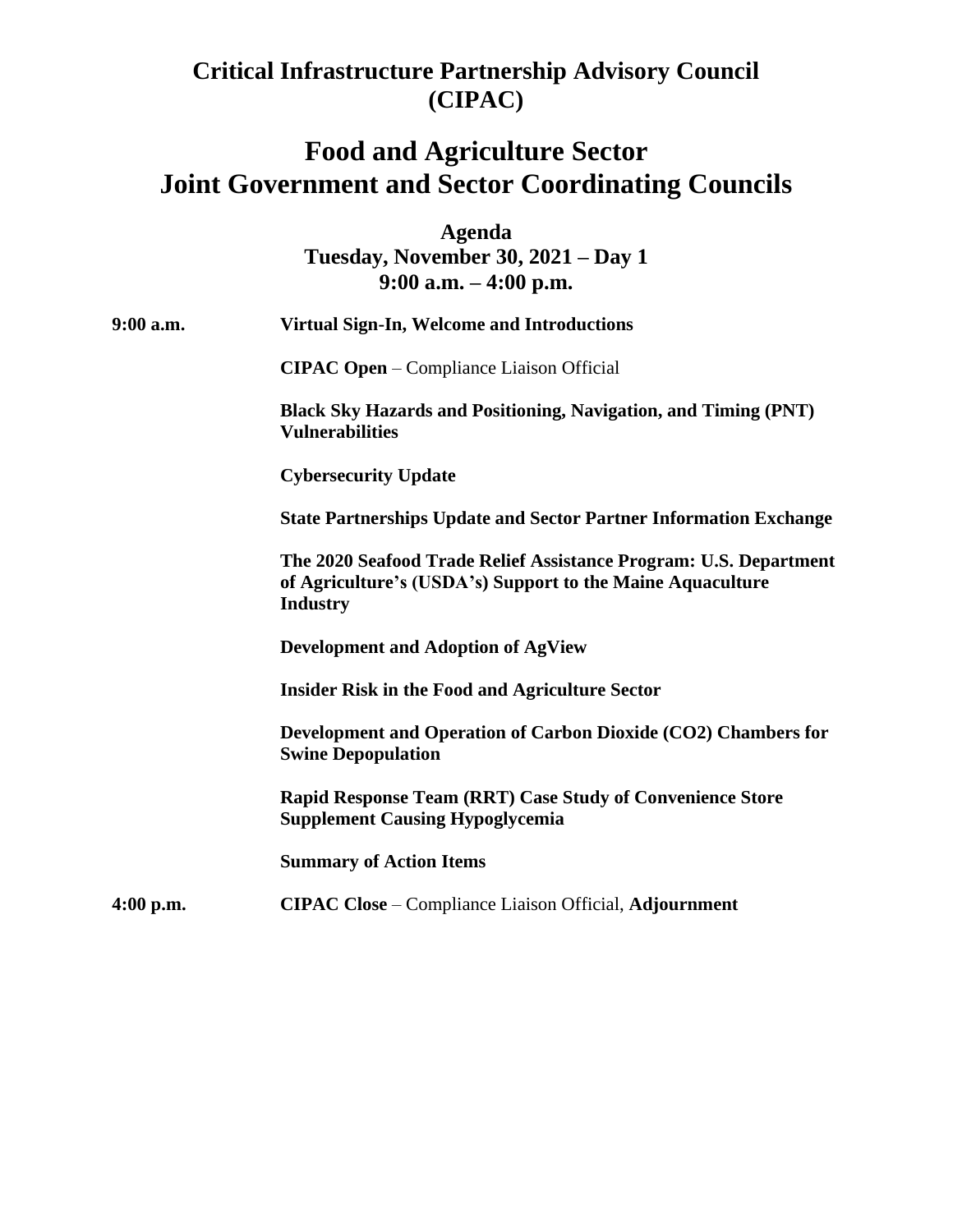# Critical Infrastructure Partnership Advisory Council (CIPAC)

# Food and Agriculture Sector Joint Government and Sector Coordinating Councils

## Agenda
## Tuesday, November 30, 2021 – Day 1
## 9:00 a.m. – 4:00 p.m.

**9:00 a.m.** **Virtual Sign-In, Welcome and Introductions**

**CIPAC Open** – Compliance Liaison Official

**Black Sky Hazards and Positioning, Navigation, and Timing (PNT) Vulnerabilities**

**Cybersecurity Update**

**State Partnerships Update and Sector Partner Information Exchange**

**The 2020 Seafood Trade Relief Assistance Program: U.S. Department of Agriculture's (USDA's) Support to the Maine Aquaculture Industry**

**Development and Adoption of AgView**

**Insider Risk in the Food and Agriculture Sector**

**Development and Operation of Carbon Dioxide (CO2) Chambers for Swine Depopulation**

**Rapid Response Team (RRT) Case Study of Convenience Store Supplement Causing Hypoglycemia**

**Summary of Action Items**

**4:00 p.m.** **CIPAC Close** – Compliance Liaison Official, **Adjournment**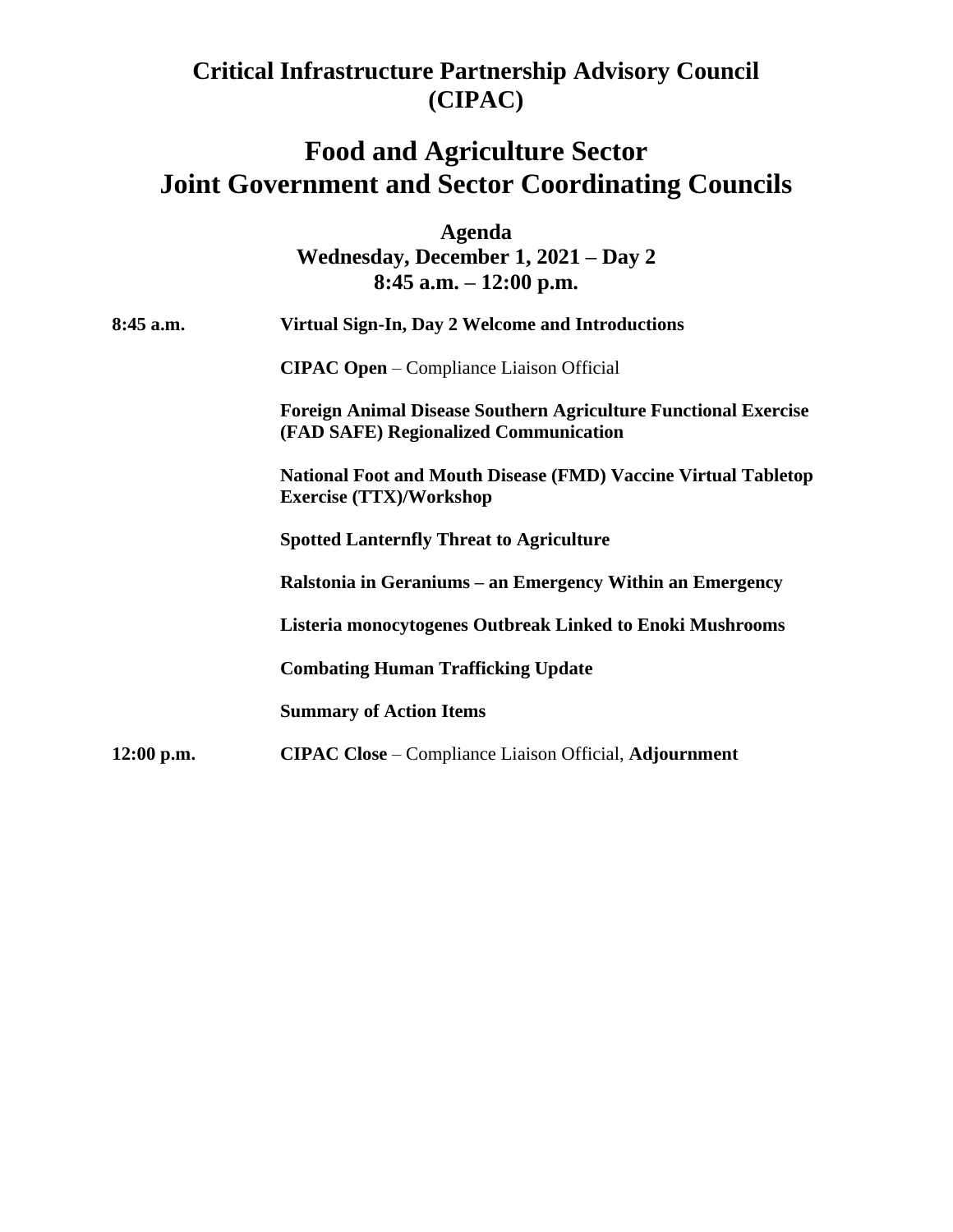# Critical Infrastructure Partnership Advisory Council (CIPAC)

# Food and Agriculture Sector Joint Government and Sector Coordinating Councils

## Agenda
## Wednesday, December 1, 2021 – Day 2
## 8:45 a.m. – 12:00 p.m.

**8:45 a.m.** **Virtual Sign-In, Day 2 Welcome and Introductions**

**CIPAC Open** – Compliance Liaison Official

**Foreign Animal Disease Southern Agriculture Functional Exercise (FAD SAFE) Regionalized Communication**

**National Foot and Mouth Disease (FMD) Vaccine Virtual Tabletop Exercise (TTX)/Workshop**

**Spotted Lanternfly Threat to Agriculture**

**Ralstonia in Geraniums – an Emergency Within an Emergency**

**Listeria monocytogenes Outbreak Linked to Enoki Mushrooms**

**Combating Human Trafficking Update**

**Summary of Action Items**

**12:00 p.m.** **CIPAC Close** – Compliance Liaison Official, **Adjournment**